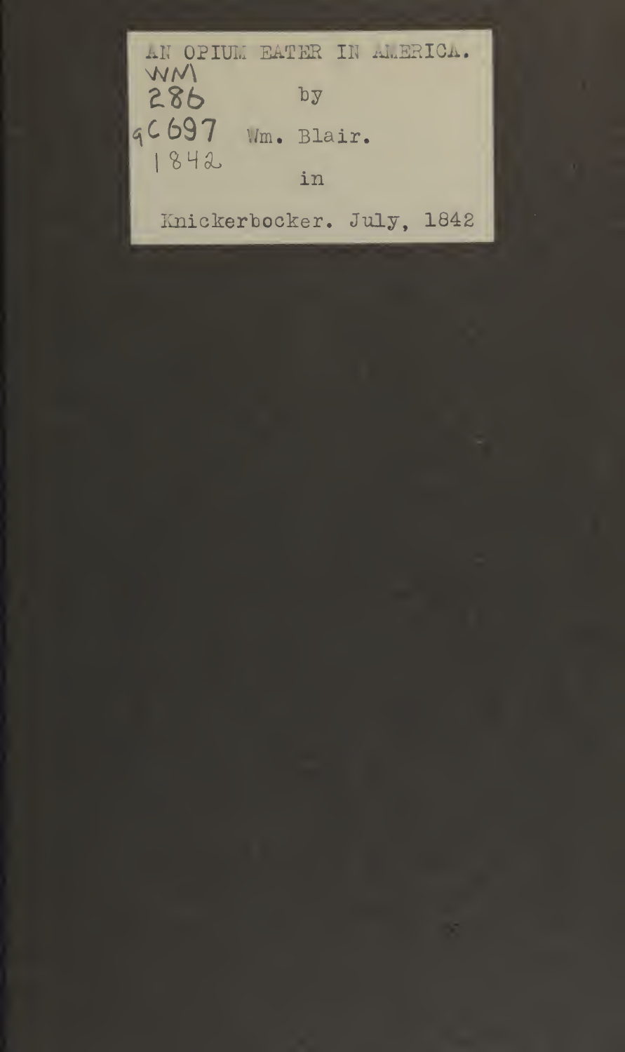AN OPIUM EATER IN AMERICA.

WM
286
qC697
1842

by

Wm. Blair.

in

Knickerbocker. July, 1842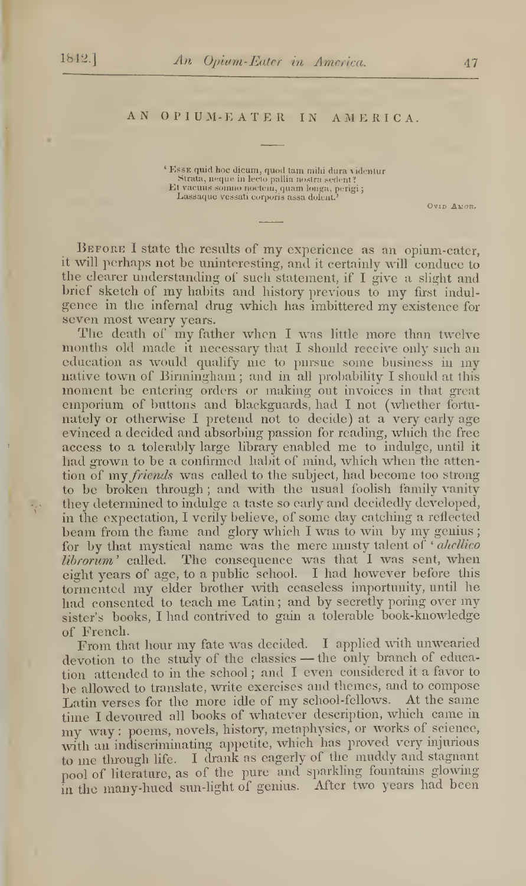# AN OPIUM-EATER IN AMERICA.

> 'Esse quid hoc dicam, quod tam mihi dura videntur
> Strata, neque in lecto pallia nostra sedent?
> Et vacuus somno noctem, quam longa, perigi;
> Lassaque vessati corporis assa dolent.'
>
> Ovid Amor.

Before I state the results of my experience as an opium-eater, it will perhaps not be uninteresting, and it certainly will conduce to the clearer understanding of such statement, if I give a slight and brief sketch of my habits and history previous to my first indulgence in the infernal drug which has imbittered my existence for seven most weary years.

The death of my father when I was little more than twelve months old made it necessary that I should receive only such an education as would qualify me to pursue some business in my native town of Birmingham; and in all probability I should at this moment be entering orders or making out invoices in that great emporium of buttons and blackguards, had I not (whether fortunately or otherwise I pretend not to decide) at a very early age evinced a decided and absorbing passion for reading, which the free access to a tolerably large library enabled me to indulge, until it had grown to be a confirmed habit of mind, which when the attention of my *friends* was called to the subject, had become too strong to be broken through; and with the usual foolish family vanity they determined to indulge a taste so early and decidedly developed, in the expectation, I verily believe, of some day catching a reflected beam from the fame and glory which I was to win by my genius; for by that mystical name was the mere musty talent of '*aheliico librorum*' called. The consequence was that I was sent, when eight years of age, to a public school. I had however before this tormented my elder brother with ceaseless importunity, until he had consented to teach me Latin; and by secretly poring over my sister's books, I had contrived to gain a tolerable book-knowledge of French.

From that hour my fate was decided. I applied with unwearied devotion to the study of the classics — the only branch of education attended to in the school; and I even considered it a favor to be allowed to translate, write exercises and themes, and to compose Latin verses for the more idle of my school-fellows. At the same time I devoured all books of whatever description, which came in my way: poems, novels, history, metaphysics, or works of science, with an indiscriminating appetite, which has proved very injurious to me through life. I drank as eagerly of the muddy and stagnant pool of literature, as of the pure and sparkling fountains glowing in the many-hued sun-light of genius. After two years had been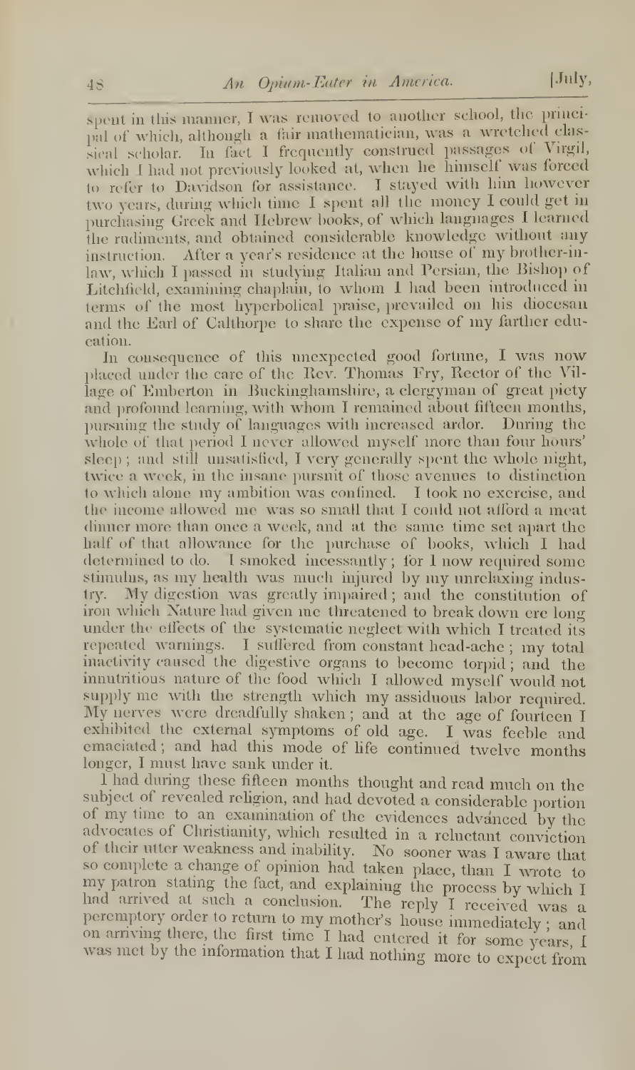spent in this manner, I was removed to another school, the principal of which, although a fair mathematician, was a wretched classical scholar. In fact I frequently construed passages of Virgil, which I had not previously looked at, when he himself was forced to refer to Davidson for assistance. I stayed with him however two years, during which time I spent all the money I could get in purchasing Greek and Hebrew books, of which languages I learned the rudiments, and obtained considerable knowledge without any instruction. After a year's residence at the house of my brother-in-law, which I passed in studying Italian and Persian, the Bishop of Litchfield, examining chaplain, to whom I had been introduced in terms of the most hyperbolical praise, prevailed on his diocesan and the Earl of Calthorpe to share the expense of my farther education.

In consequence of this unexpected good fortune, I was now placed under the care of the Rev. Thomas Fry, Rector of the Village of Emberton in Buckinghamshire, a clergyman of great piety and profound learning, with whom I remained about fifteen months, pursuing the study of languages with increased ardor. During the whole of that period I never allowed myself more than four hours' sleep; and still unsatisfied, I very generally spent the whole night, twice a week, in the insane pursuit of those avenues to distinction to which alone my ambition was confined. I took no exercise, and the income allowed me was so small that I could not afford a meat dinner more than once a week, and at the same time set apart the half of that allowance for the purchase of books, which I had determined to do. I smoked incessantly; for I now required some stimulus, as my health was much injured by my unrelaxing industry. My digestion was greatly impaired; and the constitution of iron which Nature had given me threatened to break down ere long under the effects of the systematic neglect with which I treated its repeated warnings. I suffered from constant head-ache; my total inactivity caused the digestive organs to become torpid; and the innutritious nature of the food which I allowed myself would not supply me with the strength which my assiduous labor required. My nerves were dreadfully shaken; and at the age of fourteen I exhibited the external symptoms of old age. I was feeble and emaciated; and had this mode of life continued twelve months longer, I must have sank under it.

I had during these fifteen months thought and read much on the subject of revealed religion, and had devoted a considerable portion of my time to an examination of the evidences advanced by the advocates of Christianity, which resulted in a reluctant conviction of their utter weakness and inability. No sooner was I aware that so complete a change of opinion had taken place, than I wrote to my patron stating the fact, and explaining the process by which I had arrived at such a conclusion. The reply I received was a peremptory order to return to my mother's house immediately; and on arriving there, the first time I had entered it for some years, I was met by the information that I had nothing more to expect from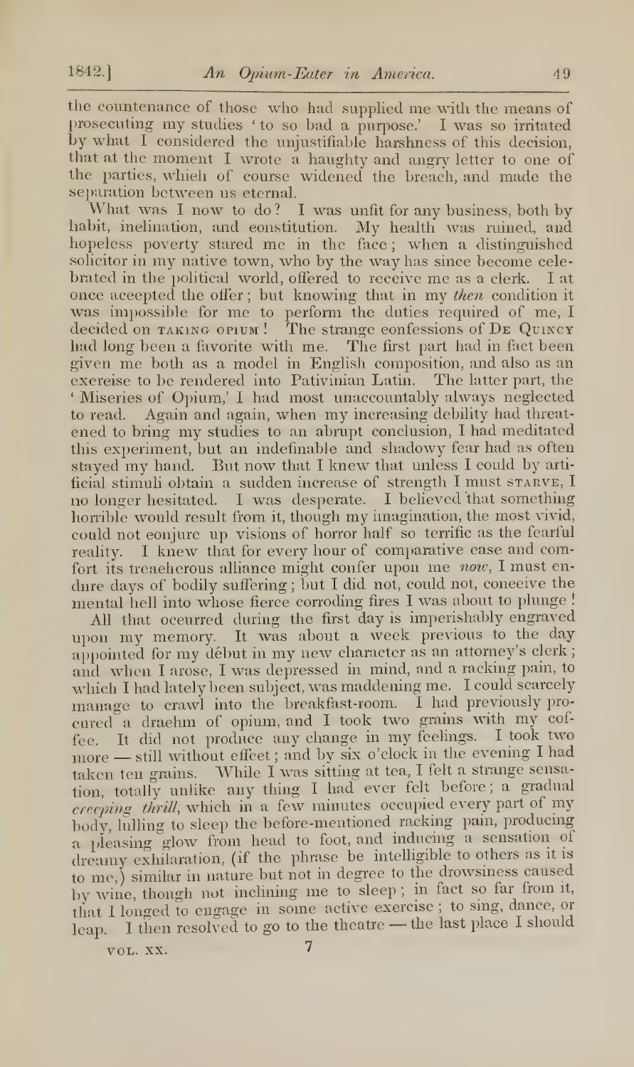the countenance of those who had supplied me with the means of prosecuting my studies 'to so bad a purpose.' I was so irritated by what I considered the unjustifiable harshness of this decision, that at the moment I wrote a haughty and angry letter to one of the parties, which of course widened the breach, and made the separation between us eternal.

What was I now to do? I was unfit for any business, both by habit, inclination, and constitution. My health was ruined, and hopeless poverty stared me in the face; when a distinguished solicitor in my native town, who by the way has since become celebrated in the political world, offered to receive me as a clerk. I at once accepted the offer; but knowing that in my *then* condition it was impossible for me to perform the duties required of me, I decided on TAKING OPIUM! The strange confessions of DE QUINCY had long been a favorite with me. The first part had in fact been given me both as a model in English composition, and also as an exercise to be rendered into Pativinian Latin. The latter part, the 'Miseries of Opium,' I had most unaccountably always neglected to read. Again and again, when my increasing debility had threatened to bring my studies to an abrupt conclusion, I had meditated this experiment, but an indefinable and shadowy fear had as often stayed my hand. But now that I knew that unless I could by artificial stimuli obtain a sudden increase of strength I must STARVE, I no longer hesitated. I was desperate. I believed that something horrible would result from it, though my imagination, the most vivid, could not conjure up visions of horror half so terrific as the fearful reality. I knew that for every hour of comparative ease and comfort its treacherous alliance might confer upon me *now*, I must endure days of bodily suffering; but I did not, could not, conceive the mental hell into whose fierce corroding fires I was about to plunge!

All that occurred during the first day is imperishably engraved upon my memory. It was about a week previous to the day appointed for my début in my new character as an attorney's clerk; and when I arose, I was depressed in mind, and a racking pain, to which I had lately been subject, was maddening me. I could scarcely manage to crawl into the breakfast-room. I had previously procured a drachm of opium, and I took two grains with my coffee. It did not produce any change in my feelings. I took two more — still without effect; and by six o'clock in the evening I had taken ten grains. While I was sitting at tea, I felt a strange sensation, totally unlike any thing I had ever felt before; a gradual *creeping thrill*, which in a few minutes occupied every part of my body, lulling to sleep the before-mentioned racking pain, producing a pleasing glow from head to foot, and inducing a sensation of dreamy exhilaration, (if the phrase be intelligible to others as it is to me,) similar in nature but not in degree to the drowsiness caused by wine, though not inclining me to sleep; in fact so far from it, that I longed to engage in some active exercise; to sing, dance, or leap. I then resolved to go to the theatre — the last place I should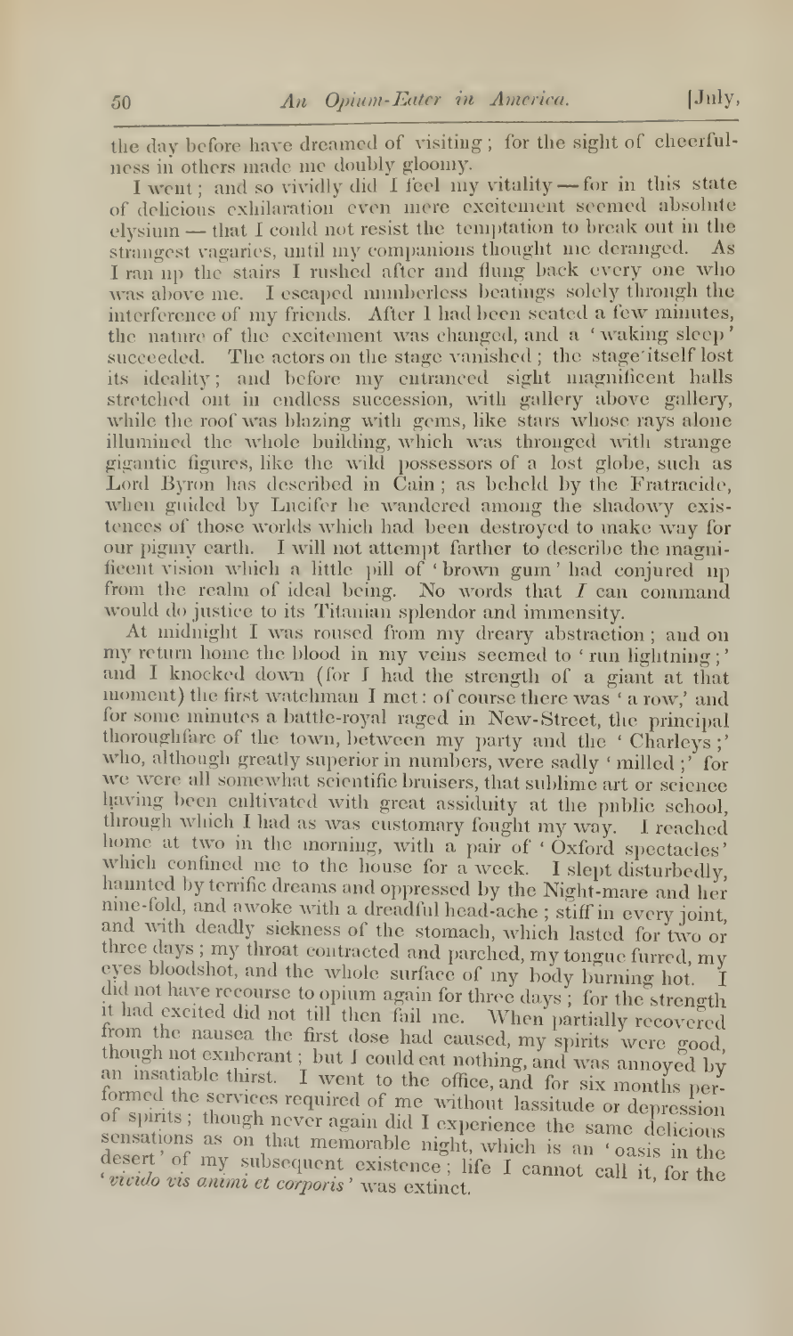the day before have dreamed of visiting; for the sight of cheerfulness in others made me doubly gloomy.

I went; and so vividly did I feel my vitality — for in this state of delicious exhilaration even mere excitement seemed absolute elysium — that I could not resist the temptation to break out in the strangest vagaries, until my companions thought me deranged. As I ran up the stairs I rushed after and flung back every one who was above me. I escaped numberless beatings solely through the interference of my friends. After I had been seated a few minutes, the nature of the excitement was changed, and a 'waking sleep' succeeded. The actors on the stage vanished; the stage itself lost its ideality; and before my entranced sight magnificent halls stretched out in endless succession, with gallery above gallery, while the roof was blazing with gems, like stars whose rays alone illumined the whole building, which was thronged with strange gigantic figures, like the wild possessors of a lost globe, such as Lord Byron has described in Cain; as beheld by the Fratracide, when guided by Lucifer he wandered among the shadowy existences of those worlds which had been destroyed to make way for our pigmy earth. I will not attempt farther to describe the magnificent vision which a little pill of 'brown gum' had conjured up from the realm of ideal being. No words that *I* can command would do justice to its Titanian splendor and immensity.

At midnight I was roused from my dreary abstraction; and on my return home the blood in my veins seemed to 'run lightning;' and I knocked down (for I had the strength of a giant at that moment) the first watchman I met: of course there was 'a row,' and for some minutes a battle-royal raged in New-Street, the principal thoroughfare of the town, between my party and the 'Charleys;' who, although greatly superior in numbers, were sadly 'milled;' for we were all somewhat scientific bruisers, that sublime art or science having been cultivated with great assiduity at the public school, through which I had as was customary fought my way. I reached home at two in the morning, with a pair of 'Oxford spectacles' which confined me to the house for a week. I slept disturbedly, haunted by terrific dreams and oppressed by the Night-mare and her nine-fold, and awoke with a dreadful head-ache; stiff in every joint, and with deadly sickness of the stomach, which lasted for two or three days; my throat contracted and parched, my tongue furred, my eyes bloodshot, and the whole surface of my body burning hot. I did not have recourse to opium again for three days; for the strength it had excited did not till then fail me. When partially recovered from the nausea the first dose had caused, my spirits were good, though not exuberant; but I could eat nothing, and was annoyed by an insatiable thirst. I went to the office, and for six months performed the services required of me without lassitude or depression of spirits; though never again did I experience the same delicious sensations as on that memorable night, which is an 'oasis in the desert' of my subsequent existence; life I cannot call it, for the '*vivido vis animi et corporis*' was extinct.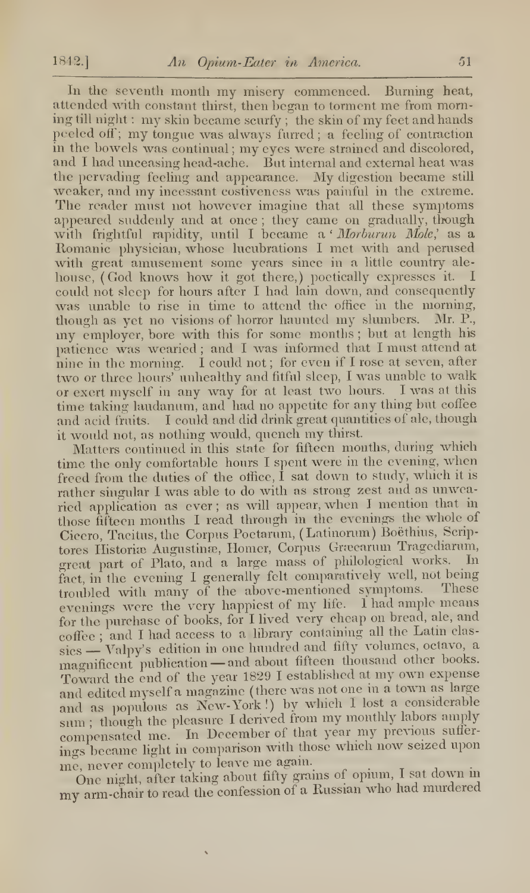In the seventh month my misery commenced. Burning heat, attended with constant thirst, then began to torment me from morning till night: my skin became scurfy; the skin of my feet and hands peeled off; my tongue was always furred; a feeling of contraction in the bowels was continual; my eyes were strained and discolored, and I had unceasing head-ache. But internal and external heat was the pervading feeling and appearance. My digestion became still weaker, and my incessant costiveness was painful in the extreme. The reader must not however imagine that all these symptoms appeared suddenly and at once; they came on gradually, though with frightful rapidity, until I became a '*Morburun Mole*,' as a Romanic physician, whose lucubrations I met with and perused with great amusement some years since in a little country ale-house, (God knows how it got there,) poetically expresses it. I could not sleep for hours after I had lain down, and consequently was unable to rise in time to attend the office in the morning, though as yet no visions of horror haunted my slumbers. Mr. P., my employer, bore with this for some months; but at length his patience was wearied; and I was informed that I must attend at nine in the morning. I could not; for even if I rose at seven, after two or three hours' unhealthy and fitful sleep, I was unable to walk or exert myself in any way for at least two hours. I was at this time taking laudanum, and had no appetite for any thing but coffee and acid fruits. I could and did drink great quantities of ale, though it would not, as nothing would, quench my thirst.

Matters continued in this state for fifteen months, during which time the only comfortable hours I spent were in the evening, when freed from the duties of the office, I sat down to study, which it is rather singular I was able to do with as strong zest and as unwearied application as ever; as will appear, when I mention that in those fifteen months I read through in the evenings the whole of Cicero, Tacitus, the Corpus Poetarum, (Latinorum) Boëthius, Scriptores Historiæ Augustinæ, Homer, Corpus Græcarum Tragediarum, great part of Plato, and a large mass of philological works. In fact, in the evening I generally felt comparatively well, not being troubled with many of the above-mentioned symptoms. These evenings were the very happiest of my life. I had ample means for the purchase of books, for I lived very cheap on bread, ale, and coffee; and I had access to a library containing all the Latin classics — Valpy's edition in one hundred and fifty volumes, octavo, a magnificent publication — and about fifteen thousand other books. Toward the end of the year 1829 I established at my own expense and edited myself a magazine (there was not one in a town as large and as populous as New-York!) by which I lost a considerable sum; though the pleasure I derived from my monthly labors amply compensated me. In December of that year my previous sufferings became light in comparison with those which now seized upon me, never completely to leave me again.

One night, after taking about fifty grains of opium, I sat down in my arm-chair to read the confession of a Russian who had murdered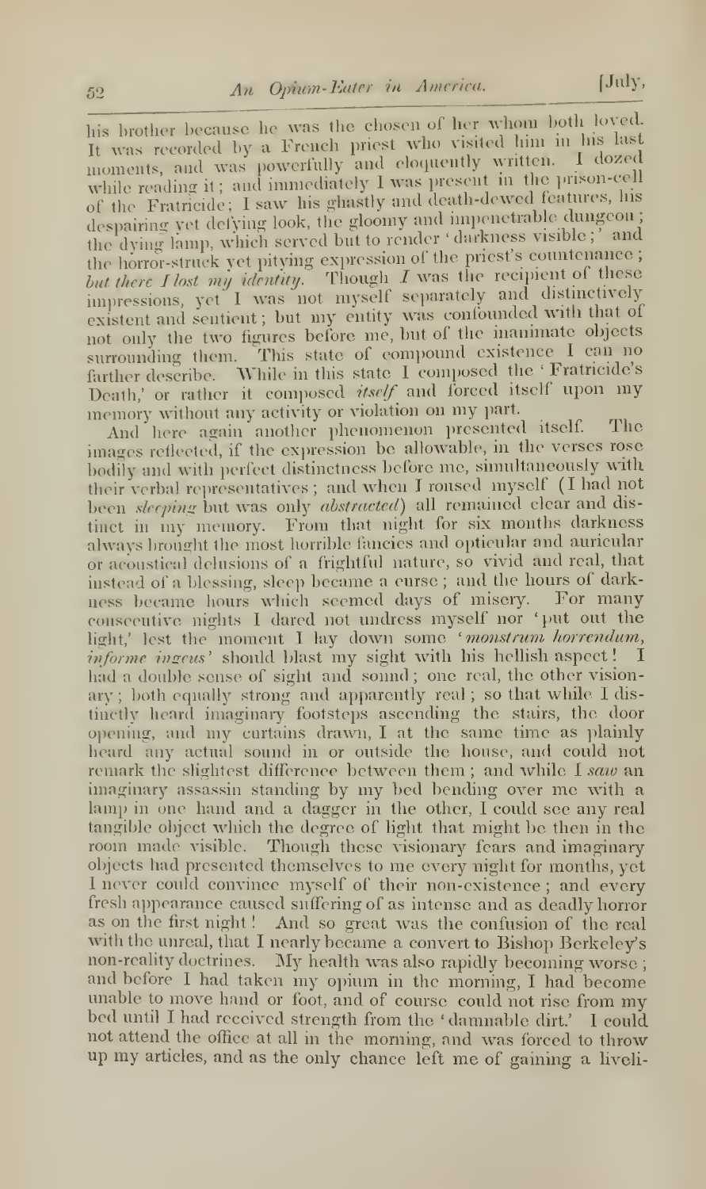his brother because he was the chosen of her whom both loved. It was recorded by a French priest who visited him in his last moments, and was powerfully and eloquently written. I dozed while reading it; and immediately I was present in the prison-cell of the Fratricide; I saw his ghastly and death-dewed features, his despairing yet defying look, the gloomy and impenetrable dungeon; the dying lamp, which served but to render 'darkness visible;' and the horror-struck yet pitying expression of the priest's countenance; *but there I lost my identity.* Though *I* was the recipient of these impressions, yet I was not myself separately and distinctively existent and sentient; but my entity was confounded with that of not only the two figures before me, but of the inanimate objects surrounding them. This state of compound existence I can no farther describe. While in this state I composed the 'Fratricide's Death,' or rather it composed *itself* and forced itself upon my memory without any activity or violation on my part.

And here again another phenomenon presented itself. The images reflected, if the expression be allowable, in the verses rose bodily and with perfect distinctness before me, simultaneously with their verbal representatives; and when I roused myself (I had not been *sleeping* but was only *abstracted*) all remained clear and distinct in my memory. From that night for six months darkness always brought the most horrible fancies and opticular and auricular or acoustical delusions of a frightful nature, so vivid and real, that instead of a blessing, sleep became a curse; and the hours of darkness became hours which seemed days of misery. For many consecutive nights I dared not undress myself nor 'put out the light,' lest the moment I lay down some '*monstrum horrendum, informe ingens*' should blast my sight with his hellish aspect! I had a double sense of sight and sound; one real, the other visionary; both equally strong and apparently real; so that while I distinctly heard imaginary footsteps ascending the stairs, the door opening, and my curtains drawn, I at the same time as plainly heard any actual sound in or outside the house, and could not remark the slightest difference between them; and while I *saw* an imaginary assassin standing by my bed bending over me with a lamp in one hand and a dagger in the other, I could see any real tangible object which the degree of light that might be then in the room made visible. Though these visionary fears and imaginary objects had presented themselves to me every night for months, yet I never could convince myself of their non-existence; and every fresh appearance caused suffering of as intense and as deadly horror as on the first night! And so great was the confusion of the real with the unreal, that I nearly became a convert to Bishop Berkeley's non-reality doctrines. My health was also rapidly becoming worse; and before I had taken my opium in the morning, I had become unable to move hand or foot, and of course could not rise from my bed until I had received strength from the 'damnable dirt.' I could not attend the office at all in the morning, and was forced to throw up my articles, and as the only chance left me of gaining a liveli-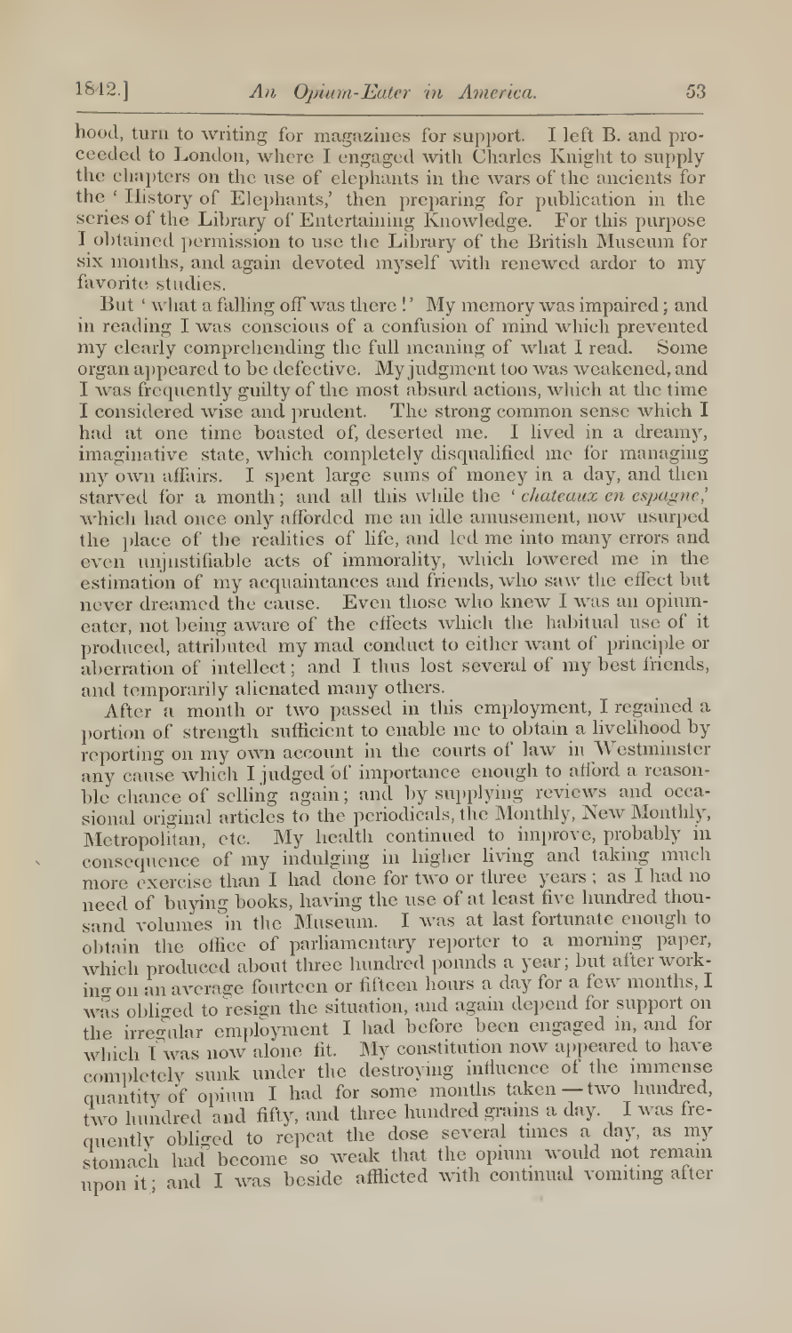hood, turn to writing for magazines for support. I left B. and proceeded to London, where I engaged with Charles Knight to supply the chapters on the use of elephants in the wars of the ancients for the 'History of Elephants,' then preparing for publication in the series of the Library of Entertaining Knowledge. For this purpose I obtained permission to use the Library of the British Museum for six months, and again devoted myself with renewed ardor to my favorite studies.

But 'what a falling off was there!' My memory was impaired; and in reading I was conscious of a confusion of mind which prevented my clearly comprehending the full meaning of what I read. Some organ appeared to be defective. My judgment too was weakened, and I was frequently guilty of the most absurd actions, which at the time I considered wise and prudent. The strong common sense which I had at one time boasted of, deserted me. I lived in a dreamy, imaginative state, which completely disqualified me for managing my own affairs. I spent large sums of money in a day, and then starved for a month; and all this while the '*chateaux en espagne*,' which had once only afforded me an idle amusement, now usurped the place of the realities of life, and led me into many errors and even unjustifiable acts of immorality, which lowered me in the estimation of my acquaintances and friends, who saw the effect but never dreamed the cause. Even those who knew I was an opium-eater, not being aware of the effects which the habitual use of it produced, attributed my mad conduct to either want of principle or aberration of intellect; and I thus lost several of my best friends, and temporarily alienated many others.

After a month or two passed in this employment, I regained a portion of strength sufficient to enable me to obtain a livelihood by reporting on my own account in the courts of law in Westminster any cause which I judged of importance enough to afford a reasonble chance of selling again; and by supplying reviews and occasional original articles to the periodicals, the Monthly, New Monthly, Metropolitan, etc. My health continued to improve, probably in consequence of my indulging in higher living and taking much more exercise than I had done for two or three years; as I had no need of buying books, having the use of at least five hundred thousand volumes in the Museum. I was at last fortunate enough to obtain the office of parliamentary reporter to a morning paper, which produced about three hundred pounds a year; but after working on an average fourteen or fifteen hours a day for a few months, I was obliged to resign the situation, and again depend for support on the irregular employment I had before been engaged in, and for which I was now alone fit. My constitution now appeared to have completely sunk under the destroying influence of the immense quantity of opium I had for some months taken — two hundred, two hundred and fifty, and three hundred grains a day. I was frequently obliged to repeat the dose several times a day, as my stomach had become so weak that the opium would not remain upon it; and I was beside afflicted with continual vomiting after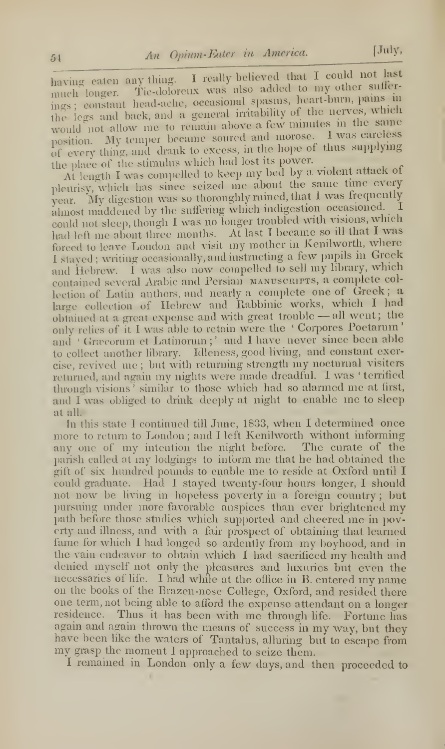having eaten any thing. I really believed that I could not last much longer. Tic-doloreux was also added to my other sufferings; constant head-ache, occasional spasms, heart-burn, pains in the legs and back, and a general irritability of the nerves, which would not allow me to remain above a few minutes in the same position. My temper became soured and morose. I was careless of every thing, and drank to excess, in the hope of thus supplying the place of the stimulus which had lost its power.

At length I was compelled to keep my bed by a violent attack of pleurisy, which has since seized me about the same time every year. My digestion was so thoroughly ruined, that I was frequently almost maddened by the suffering which indigestion occasioned. I could not sleep, though I was no longer troubled with visions, which had left me about three months. At last I became so ill that I was forced to leave London and visit my mother in Kenilworth, where I stayed; writing occasionally, and instructing a few pupils in Greek and Hebrew. I was also now compelled to sell my library, which contained several Arabic and Persian MANUSCRIPTS, a complete collection of Latin authors, and nearly a complete one of Greek; a large collection of Hebrew and Rabbinic works, which I had obtained at a great expense and with great trouble — all went; the only relics of it I was able to retain were the 'Corpores Poetarum' and 'Græcorum et Latinorum;' and I have never since been able to collect another library. Idleness, good living, and constant exercise, revived me; but with returning strength my nocturnal visiters returned, and again my nights were made dreadful. I was 'terrified through visions' similar to those which had so alarmed me at first, and I was obliged to drink deeply at night to enable me to sleep at all.

In this state I continued till June, 1833, when I determined once more to return to London; and I left Kenilworth without informing any one of my intention the night before. The curate of the parish called at my lodgings to inform me that he had obtained the gift of six hundred pounds to enable me to reside at Oxford until I could graduate. Had I stayed twenty-four hours longer, I should not now be living in hopeless poverty in a foreign country; but pursuing under more favorable auspices than ever brightened my path before those studies which supported and cheered me in poverty and illness, and with a fair prospect of obtaining that learned fame for which I had longed so ardently from my boyhood, and in the vain endeavor to obtain which I had sacrificed my health and denied myself not only the pleasures and luxuries but even the necessaries of life. I had while at the office in B. entered my name on the books of the Brazen-nose College, Oxford, and resided there one term, not being able to afford the expense attendant on a longer residence. Thus it has been with me through life. Fortune has again and again thrown the means of success in my way, but they have been like the waters of Tantalus, alluring but to escape from my grasp the moment I approached to seize them.

I remained in London only a few days, and then proceeded to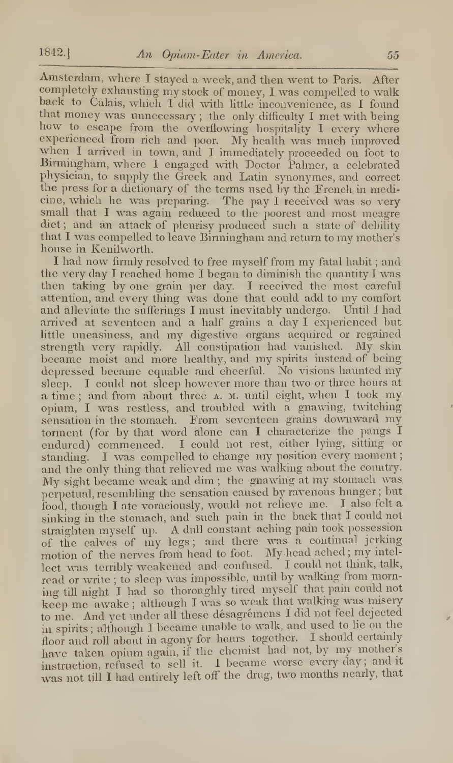Amsterdam, where I stayed a week, and then went to Paris. After completely exhausting my stock of money, I was compelled to walk back to Calais, which I did with little inconvenience, as I found that money was unnecessary; the only difficulty I met with being how to escape from the overflowing hospitality I every where experienced from rich and poor. My health was much improved when I arrived in town, and I immediately proceeded on foot to Birmingham, where I engaged with Doctor Palmer, a celebrated physician, to supply the Greek and Latin synonymes, and correct the press for a dictionary of the terms used by the French in medicine, which he was preparing. The pay I received was so very small that I was again reduced to the poorest and most meagre diet; and an attack of pleurisy produced such a state of debility that I was compelled to leave Birmingham and return to my mother's house in Kenilworth.

I had now firmly resolved to free myself from my fatal habit; and the very day I reached home I began to diminish the quantity I was then taking by one grain per day. I received the most careful attention, and every thing was done that could add to my comfort and alleviate the sufferings I must inevitably undergo. Until I had arrived at seventeen and a half grains a day I experienced but little uneasiness, and my digestive organs acquired or regained strength very rapidly. All constipation had vanished. My skin became moist and more healthy, and my spirits instead of being depressed became equable and cheerful. No visions haunted my sleep. I could not sleep however more than two or three hours at a time; and from about three A. M. until eight, when I took my opium, I was restless, and troubled with a gnawing, twitching sensation in the stomach. From seventeen grains downward my torment (for by that word alone can I characterize the pangs I endured) commenced. I could not rest, either lying, sitting or standing. I was compelled to change my position every moment; and the only thing that relieved me was walking about the country. My sight became weak and dim; the gnawing at my stomach was perpetual, resembling the sensation caused by ravenous hunger; but food, though I ate voraciously, would not relieve me. I also felt a sinking in the stomach, and such pain in the back that I could not straighten myself up. A dull constant aching pain took possession of the calves of my legs; and there was a continual jerking motion of the nerves from head to foot. My head ached; my intellect was terribly weakened and confused. I could not think, talk, read or write; to sleep was impossible, until by walking from morning till night I had so thoroughly tired myself that pain could not keep me awake; although I was so weak that walking was misery to me. And yet under all these désagrémens I did not feel dejected in spirits; although I became unable to walk, and used to lie on the floor and roll about in agony for hours together. I should certainly have taken opium again, if the chemist had not, by my mother's instruction, refused to sell it. I became worse every day; and it was not till I had entirely left off the drug, two months nearly, that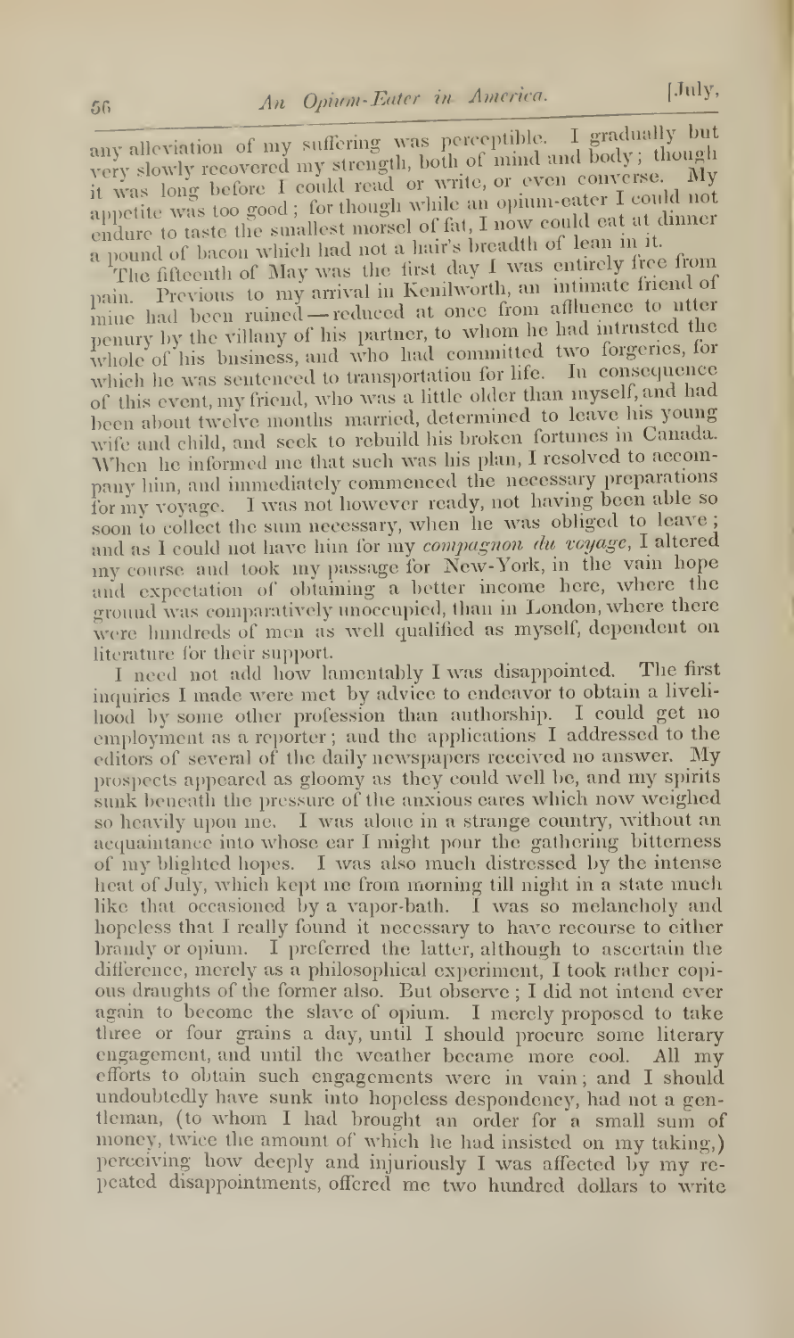any alleviation of my suffering was perceptible. I gradually but very slowly recovered my strength, both of mind and body; though it was long before I could read or write, or even converse. My appetite was too good; for though while an opium-eater I could not endure to taste the smallest morsel of fat, I now could eat at dinner a pound of bacon which had not a hair's breadth of lean in it.

The fifteenth of May was the first day I was entirely free from pain. Previous to my arrival in Kenilworth, an intimate friend of mine had been ruined — reduced at once from affluence to utter penury by the villany of his partner, to whom he had intrusted the whole of his business, and who had committed two forgeries, for which he was sentenced to transportation for life. In consequence of this event, my friend, who was a little older than myself, and had been about twelve months married, determined to leave his young wife and child, and seek to rebuild his broken fortunes in Canada. When he informed me that such was his plan, I resolved to accompany him, and immediately commenced the necessary preparations for my voyage. I was not however ready, not having been able so soon to collect the sum necessary, when he was obliged to leave; and as I could not have him for my *compagnon du voyage*, I altered my course and took my passage for New-York, in the vain hope and expectation of obtaining a better income here, where the ground was comparatively unoccupied, than in London, where there were hundreds of men as well qualified as myself, dependent on literature for their support.

I need not add how lamentably I was disappointed. The first inquiries I made were met by advice to endeavor to obtain a livelihood by some other profession than authorship. I could get no employment as a reporter; and the applications I addressed to the editors of several of the daily newspapers received no answer. My prospects appeared as gloomy as they could well be, and my spirits sunk beneath the pressure of the anxious cares which now weighed so heavily upon me. I was alone in a strange country, without an acquaintance into whose ear I might pour the gathering bitterness of my blighted hopes. I was also much distressed by the intense heat of July, which kept me from morning till night in a state much like that occasioned by a vapor-bath. I was so melancholy and hopeless that I really found it necessary to have recourse to either brandy or opium. I preferred the latter, although to ascertain the difference, merely as a philosophical experiment, I took rather copious draughts of the former also. But observe; I did not intend ever again to become the slave of opium. I merely proposed to take three or four grains a day, until I should procure some literary engagement, and until the weather became more cool. All my efforts to obtain such engagements were in vain; and I should undoubtedly have sunk into hopeless despondency, had not a gentleman, (to whom I had brought an order for a small sum of money, twice the amount of which he had insisted on my taking,) perceiving how deeply and injuriously I was affected by my repeated disappointments, offered me two hundred dollars to write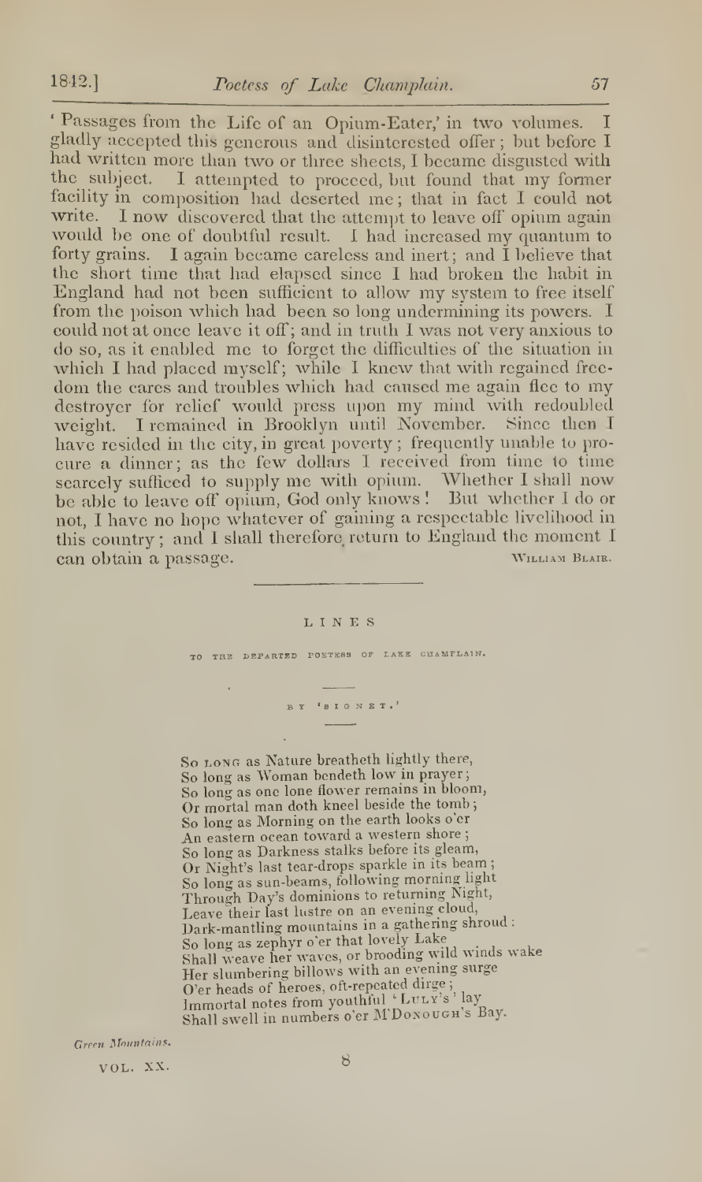'Passages from the Life of an Opium-Eater,' in two volumes. I gladly accepted this generous and disinterested offer; but before I had written more than two or three sheets, I became disgusted with the subject. I attempted to proceed, but found that my former facility in composition had deserted me; that in fact I could not write. I now discovered that the attempt to leave off opium again would be one of doubtful result. I had increased my quantum to forty grains. I again became careless and inert; and I believe that the short time that had elapsed since I had broken the habit in England had not been sufficient to allow my system to free itself from the poison which had been so long undermining its powers. I could not at once leave it off; and in truth I was not very anxious to do so, as it enabled me to forget the difficulties of the situation in which I had placed myself; while I knew that with regained freedom the cares and troubles which had caused me again flee to my destroyer for relief would press upon my mind with redoubled weight. I remained in Brooklyn until November. Since then I have resided in the city, in great poverty; frequently unable to procure a dinner; as the few dollars I received from time to time scarcely sufficed to supply me with opium. Whether I shall now be able to leave off opium, God only knows! But whether I do or not, I have no hope whatever of gaining a respectable livelihood in this country; and I shall therefore return to England the moment I can obtain a passage.

WILLIAM BLAIR.

---

## LINES

### TO THE DEPARTED POETESS OF LAKE CHAMPLAIN.

BY 'SIGNET.'

So LONG as Nature breatheth lightly there,  
So long as Woman bendeth low in prayer;  
So long as one lone flower remains in bloom,  
Or mortal man doth kneel beside the tomb;  
So long as Morning on the earth looks o'er  
An eastern ocean toward a western shore;  
So long as Darkness stalks before its gleam,  
Or Night's last tear-drops sparkle in its beam;  
So long as sun-beams, following morning light  
Through Day's dominions to returning Night,  
Leave their last lustre on an evening cloud,  
Dark-mantling mountains in a gathering shroud:  
So long as zephyr o'er that lovely Lake  
Shall weave her waves, or brooding wild winds wake  
Her slumbering billows with an evening surge  
O'er heads of heroes, oft-repeated dirge;  
Immortal notes from youthful 'LULY'S' lay  
Shall swell in numbers o'er M'DONOUGH'S Bay.

*Green Mountains.*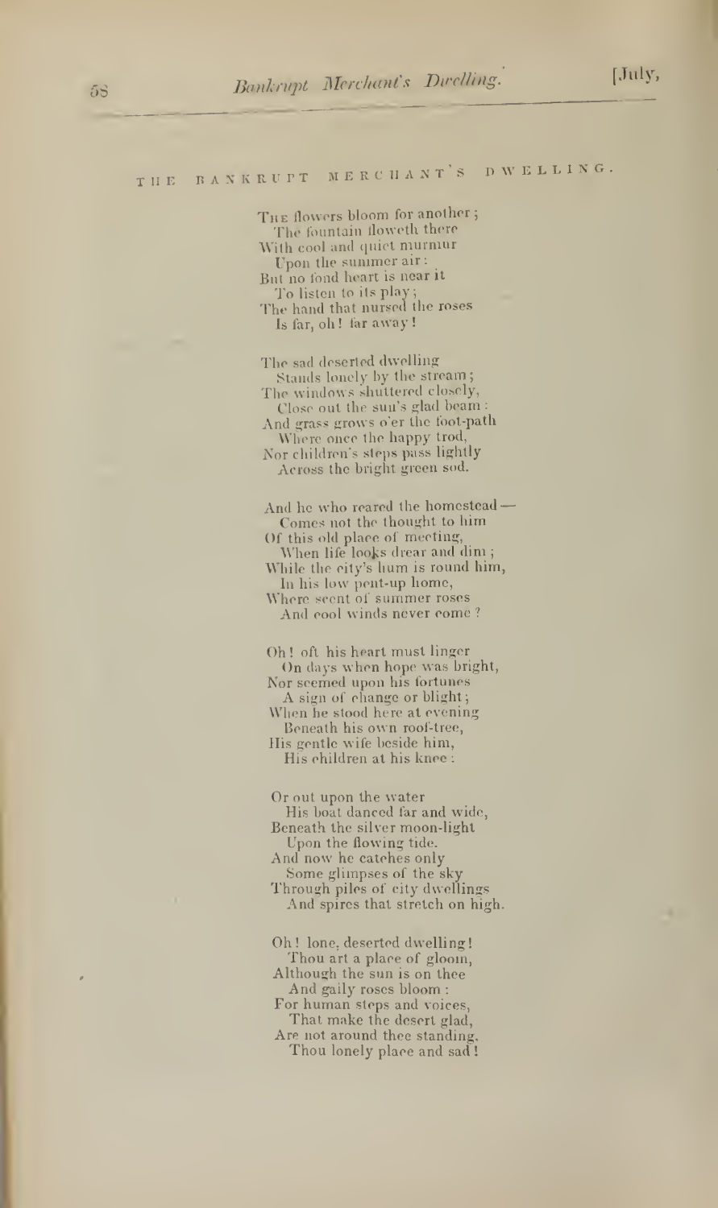# THE BANKRUPT MERCHANT'S DWELLING.

The flowers bloom for another;  
  The fountain floweth there  
With cool and quiet murmur  
  Upon the summer air:  
But no fond heart is near it  
  To listen to its play;  
The hand that nursed the roses  
  Is far, oh! far away!

The sad deserted dwelling  
  Stands lonely by the stream;  
The windows shuttered closely,  
  Close out the sun's glad beam:  
And grass grows o'er the foot-path  
  Where once the happy trod,  
Nor children's steps pass lightly  
  Across the bright green sod.

And he who reared the homestead —  
  Comes not the thought to him  
Of this old place of meeting,  
  When life looks drear and dim;  
While the city's hum is round him,  
  In his low pent-up home,  
Where scent of summer roses  
  And cool winds never come?

Oh! oft his heart must linger  
  On days when hope was bright,  
Nor seemed upon his fortunes  
  A sign of change or blight;  
When he stood here at evening  
  Beneath his own roof-tree,  
His gentle wife beside him,  
  His children at his knee:

Or out upon the water  
  His boat danced far and wide,  
Beneath the silver moon-light  
  Upon the flowing tide.  
And now he catches only  
  Some glimpses of the sky  
Through piles of city dwellings  
  And spires that stretch on high.

Oh! lone, deserted dwelling!  
  Thou art a place of gloom,  
Although the sun is on thee  
  And gaily roses bloom:  
For human steps and voices,  
  That make the desert glad,  
Are not around thee standing,  
  Thou lonely place and sad!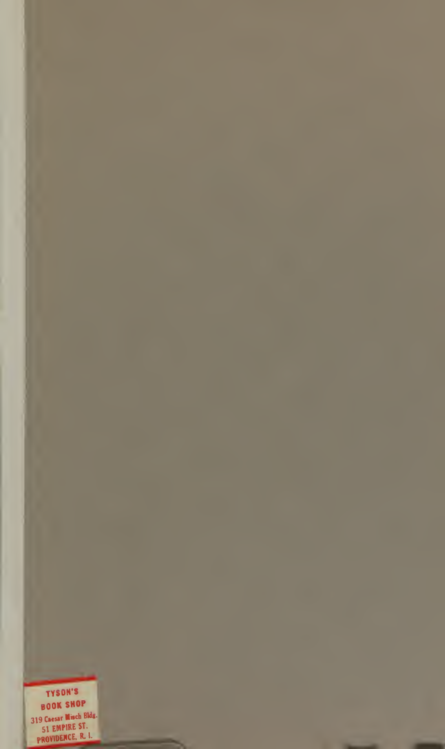TYSON'S
BOOK SHOP
319 Caesar Misch Bldg.
51 EMPIRE ST.
PROVIDENCE, R. I.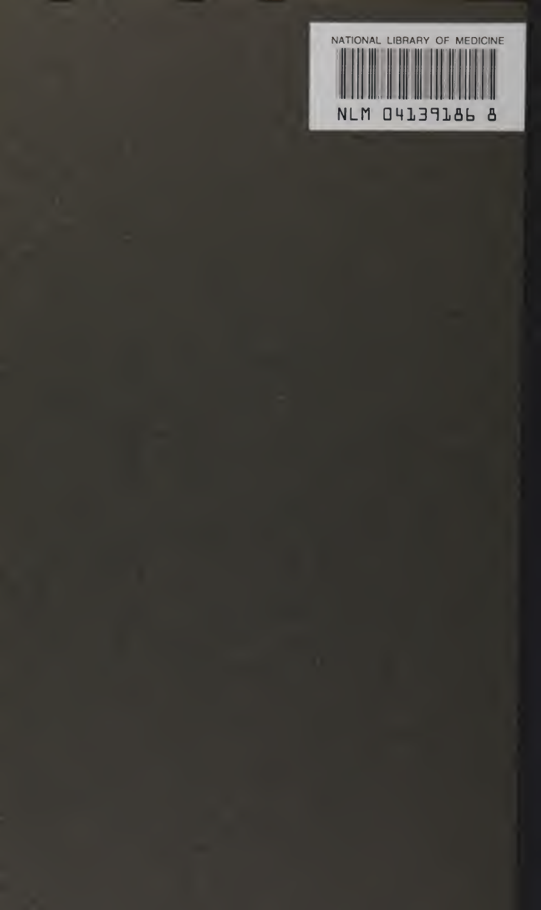NATIONAL LIBRARY OF MEDICINE

NLM 04139186 8